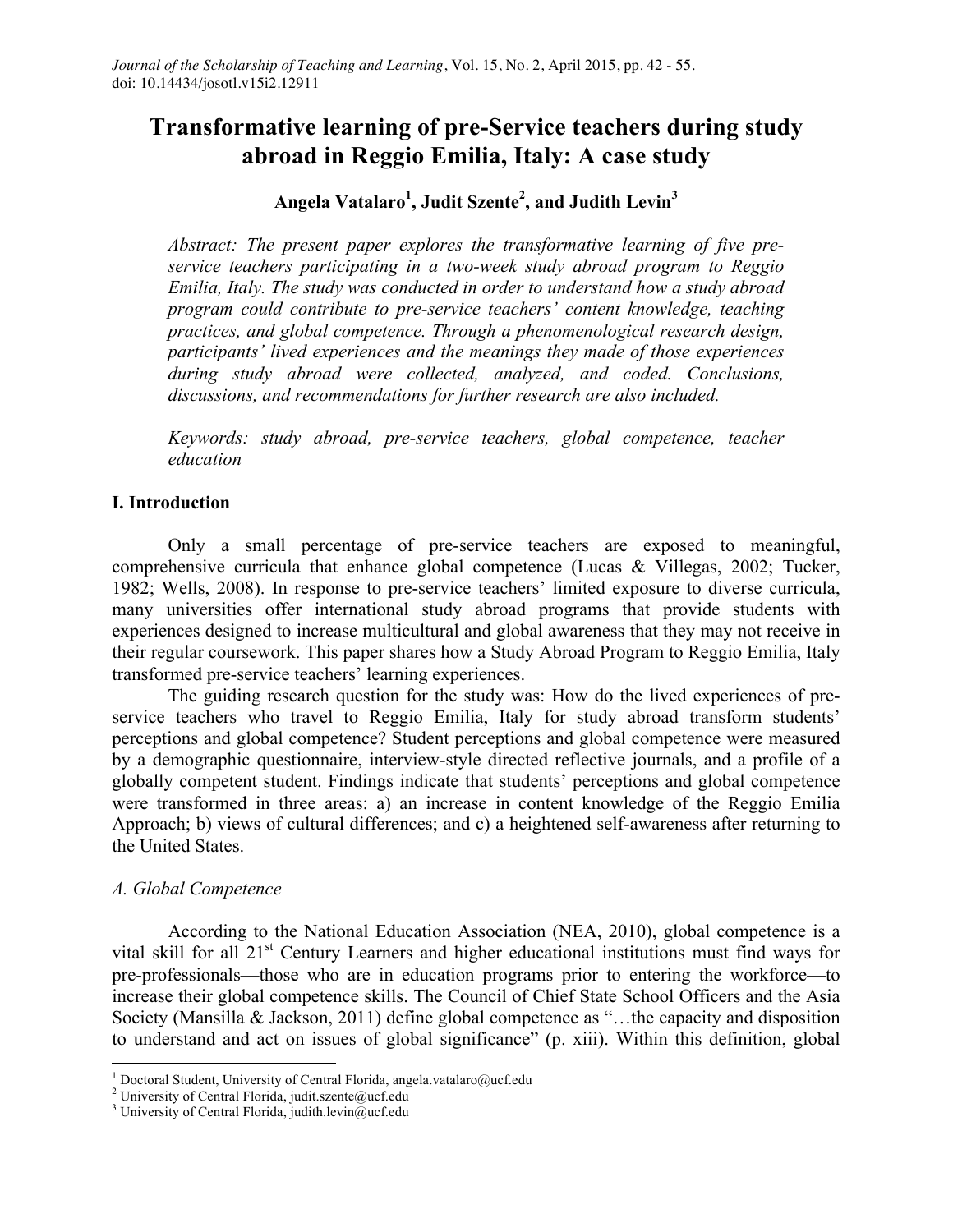# Transformative learning of pre-Service teachers during study abroad in Reggio Emilia, Italy: A case study

**Angela Vatalaro[1], Judit Szente[2], and Judith Levin[3]**

*Abstract: The present paper explores the transformative learning of five pre-service teachers participating in a two-week study abroad program to Reggio Emilia, Italy. The study was conducted in order to understand how a study abroad program could contribute to pre-service teachers' content knowledge, teaching practices, and global competence. Through a phenomenological research design, participants' lived experiences and the meanings they made of those experiences during study abroad were collected, analyzed, and coded. Conclusions, discussions, and recommendations for further research are also included.*

*Keywords: study abroad, pre-service teachers, global competence, teacher education*

## I. Introduction

Only a small percentage of pre-service teachers are exposed to meaningful, comprehensive curricula that enhance global competence (Lucas & Villegas, 2002; Tucker, 1982; Wells, 2008). In response to pre-service teachers' limited exposure to diverse curricula, many universities offer international study abroad programs that provide students with experiences designed to increase multicultural and global awareness that they may not receive in their regular coursework. This paper shares how a Study Abroad Program to Reggio Emilia, Italy transformed pre-service teachers' learning experiences.

The guiding research question for the study was: How do the lived experiences of pre-service teachers who travel to Reggio Emilia, Italy for study abroad transform students' perceptions and global competence? Student perceptions and global competence were measured by a demographic questionnaire, interview-style directed reflective journals, and a profile of a globally competent student. Findings indicate that students' perceptions and global competence were transformed in three areas: a) an increase in content knowledge of the Reggio Emilia Approach; b) views of cultural differences; and c) a heightened self-awareness after returning to the United States.

### *A. Global Competence*

According to the National Education Association (NEA, 2010), global competence is a vital skill for all 21st Century Learners and higher educational institutions must find ways for pre-professionals—those who are in education programs prior to entering the workforce—to increase their global competence skills. The Council of Chief State School Officers and the Asia Society (Mansilla & Jackson, 2011) define global competence as "…the capacity and disposition to understand and act on issues of global significance" (p. xiii). Within this definition, global

---

[1] Doctoral Student, University of Central Florida, angela.vatalaro@ucf.edu

[2] University of Central Florida, judit.szente@ucf.edu

[3] University of Central Florida, judith.levin@ucf.edu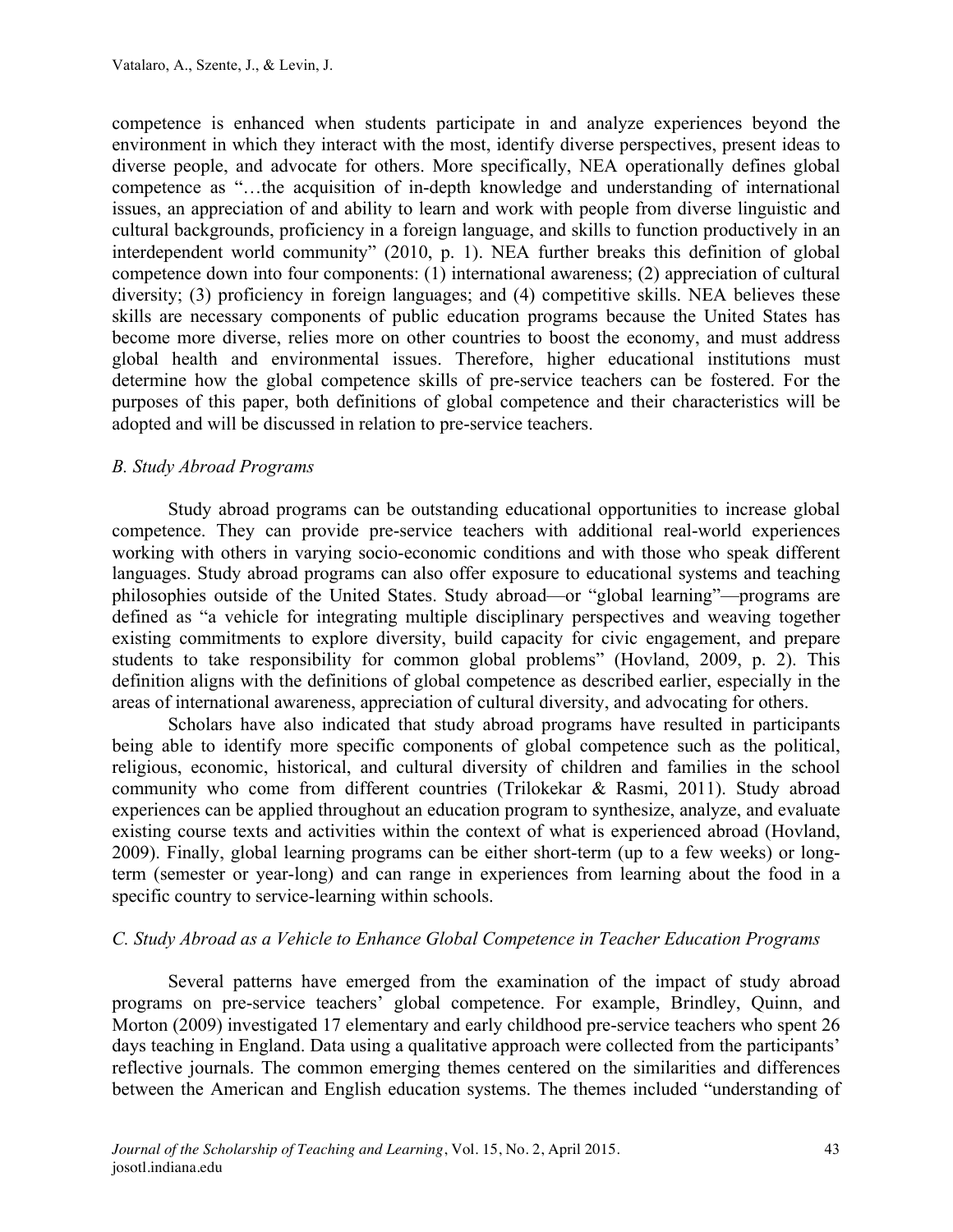competence is enhanced when students participate in and analyze experiences beyond the environment in which they interact with the most, identify diverse perspectives, present ideas to diverse people, and advocate for others. More specifically, NEA operationally defines global competence as "…the acquisition of in-depth knowledge and understanding of international issues, an appreciation of and ability to learn and work with people from diverse linguistic and cultural backgrounds, proficiency in a foreign language, and skills to function productively in an interdependent world community" (2010, p. 1). NEA further breaks this definition of global competence down into four components: (1) international awareness; (2) appreciation of cultural diversity; (3) proficiency in foreign languages; and (4) competitive skills. NEA believes these skills are necessary components of public education programs because the United States has become more diverse, relies more on other countries to boost the economy, and must address global health and environmental issues. Therefore, higher educational institutions must determine how the global competence skills of pre-service teachers can be fostered. For the purposes of this paper, both definitions of global competence and their characteristics will be adopted and will be discussed in relation to pre-service teachers.

### *B. Study Abroad Programs*

Study abroad programs can be outstanding educational opportunities to increase global competence. They can provide pre-service teachers with additional real-world experiences working with others in varying socio-economic conditions and with those who speak different languages. Study abroad programs can also offer exposure to educational systems and teaching philosophies outside of the United States. Study abroad—or "global learning"—programs are defined as "a vehicle for integrating multiple disciplinary perspectives and weaving together existing commitments to explore diversity, build capacity for civic engagement, and prepare students to take responsibility for common global problems" (Hovland, 2009, p. 2). This definition aligns with the definitions of global competence as described earlier, especially in the areas of international awareness, appreciation of cultural diversity, and advocating for others.

Scholars have also indicated that study abroad programs have resulted in participants being able to identify more specific components of global competence such as the political, religious, economic, historical, and cultural diversity of children and families in the school community who come from different countries (Trilokekar & Rasmi, 2011). Study abroad experiences can be applied throughout an education program to synthesize, analyze, and evaluate existing course texts and activities within the context of what is experienced abroad (Hovland, 2009). Finally, global learning programs can be either short-term (up to a few weeks) or long-term (semester or year-long) and can range in experiences from learning about the food in a specific country to service-learning within schools.

### *C. Study Abroad as a Vehicle to Enhance Global Competence in Teacher Education Programs*

Several patterns have emerged from the examination of the impact of study abroad programs on pre-service teachers' global competence. For example, Brindley, Quinn, and Morton (2009) investigated 17 elementary and early childhood pre-service teachers who spent 26 days teaching in England. Data using a qualitative approach were collected from the participants' reflective journals. The common emerging themes centered on the similarities and differences between the American and English education systems. The themes included "understanding of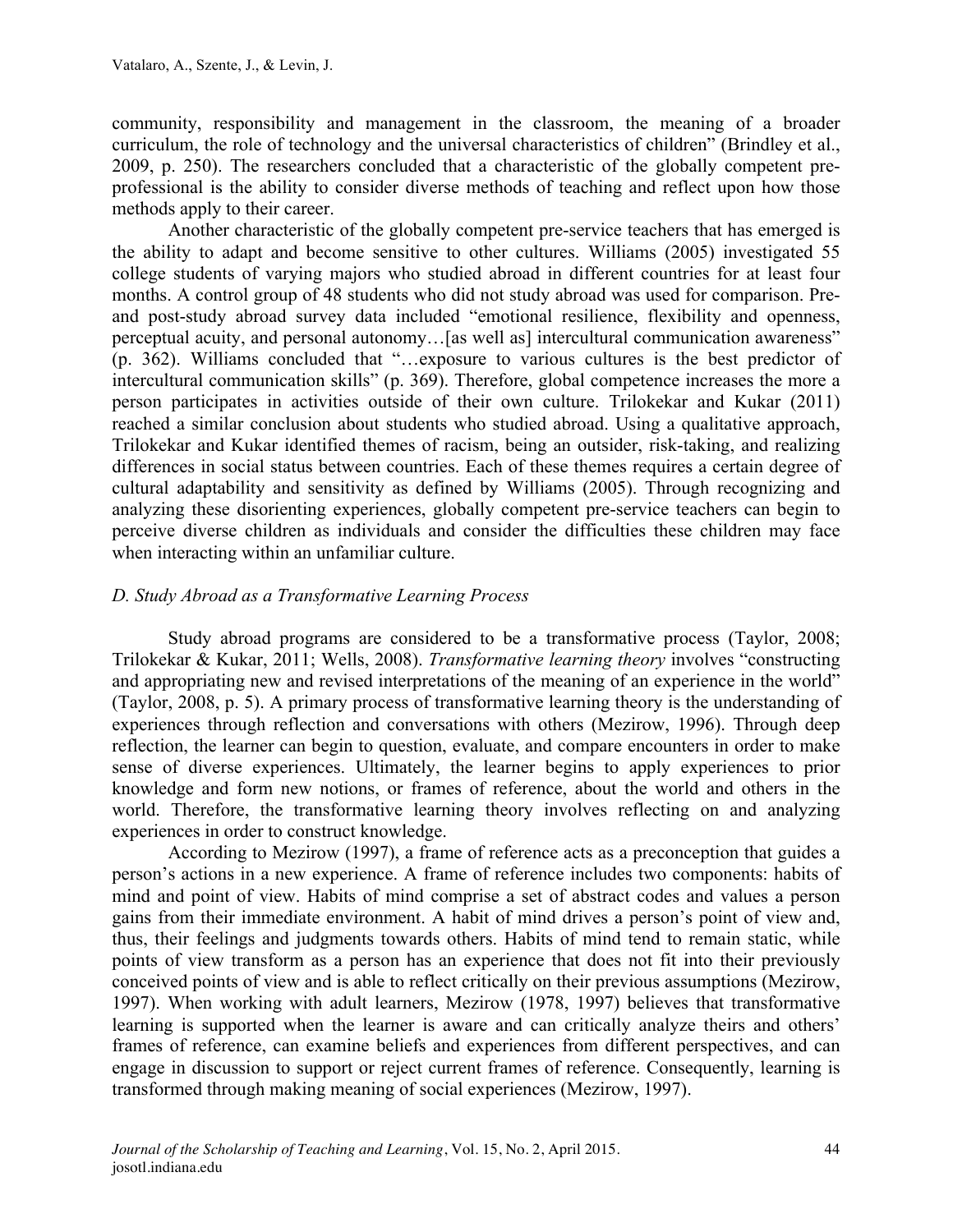community, responsibility and management in the classroom, the meaning of a broader curriculum, the role of technology and the universal characteristics of children" (Brindley et al., 2009, p. 250). The researchers concluded that a characteristic of the globally competent pre-professional is the ability to consider diverse methods of teaching and reflect upon how those methods apply to their career.

Another characteristic of the globally competent pre-service teachers that has emerged is the ability to adapt and become sensitive to other cultures. Williams (2005) investigated 55 college students of varying majors who studied abroad in different countries for at least four months. A control group of 48 students who did not study abroad was used for comparison. Pre- and post-study abroad survey data included "emotional resilience, flexibility and openness, perceptual acuity, and personal autonomy…[as well as] intercultural communication awareness" (p. 362). Williams concluded that "…exposure to various cultures is the best predictor of intercultural communication skills" (p. 369). Therefore, global competence increases the more a person participates in activities outside of their own culture. Trilokekar and Kukar (2011) reached a similar conclusion about students who studied abroad. Using a qualitative approach, Trilokekar and Kukar identified themes of racism, being an outsider, risk-taking, and realizing differences in social status between countries. Each of these themes requires a certain degree of cultural adaptability and sensitivity as defined by Williams (2005). Through recognizing and analyzing these disorienting experiences, globally competent pre-service teachers can begin to perceive diverse children as individuals and consider the difficulties these children may face when interacting within an unfamiliar culture.

### *D. Study Abroad as a Transformative Learning Process*

Study abroad programs are considered to be a transformative process (Taylor, 2008; Trilokekar & Kukar, 2011; Wells, 2008). *Transformative learning theory* involves "constructing and appropriating new and revised interpretations of the meaning of an experience in the world" (Taylor, 2008, p. 5). A primary process of transformative learning theory is the understanding of experiences through reflection and conversations with others (Mezirow, 1996). Through deep reflection, the learner can begin to question, evaluate, and compare encounters in order to make sense of diverse experiences. Ultimately, the learner begins to apply experiences to prior knowledge and form new notions, or frames of reference, about the world and others in the world. Therefore, the transformative learning theory involves reflecting on and analyzing experiences in order to construct knowledge.

According to Mezirow (1997), a frame of reference acts as a preconception that guides a person's actions in a new experience. A frame of reference includes two components: habits of mind and point of view. Habits of mind comprise a set of abstract codes and values a person gains from their immediate environment. A habit of mind drives a person's point of view and, thus, their feelings and judgments towards others. Habits of mind tend to remain static, while points of view transform as a person has an experience that does not fit into their previously conceived points of view and is able to reflect critically on their previous assumptions (Mezirow, 1997). When working with adult learners, Mezirow (1978, 1997) believes that transformative learning is supported when the learner is aware and can critically analyze theirs and others' frames of reference, can examine beliefs and experiences from different perspectives, and can engage in discussion to support or reject current frames of reference. Consequently, learning is transformed through making meaning of social experiences (Mezirow, 1997).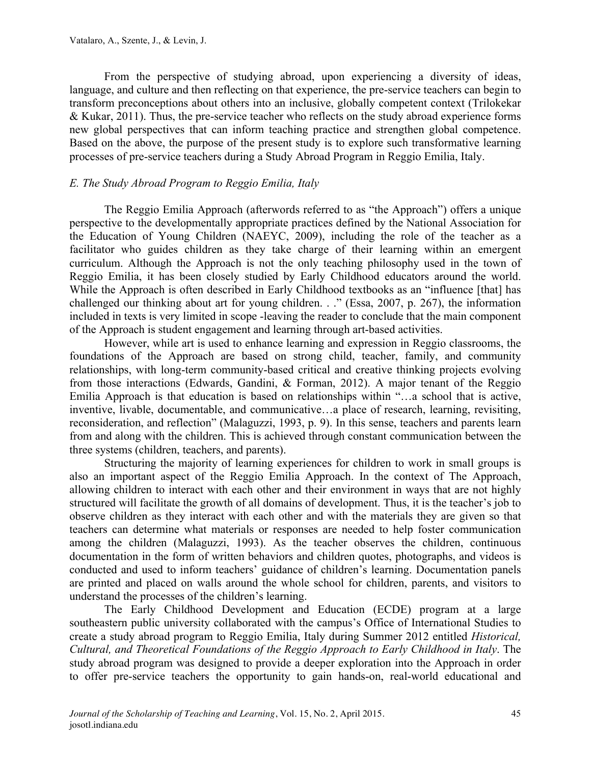From the perspective of studying abroad, upon experiencing a diversity of ideas, language, and culture and then reflecting on that experience, the pre-service teachers can begin to transform preconceptions about others into an inclusive, globally competent context (Trilokekar & Kukar, 2011). Thus, the pre-service teacher who reflects on the study abroad experience forms new global perspectives that can inform teaching practice and strengthen global competence. Based on the above, the purpose of the present study is to explore such transformative learning processes of pre-service teachers during a Study Abroad Program in Reggio Emilia, Italy.

### *E. The Study Abroad Program to Reggio Emilia, Italy*

The Reggio Emilia Approach (afterwords referred to as "the Approach") offers a unique perspective to the developmentally appropriate practices defined by the National Association for the Education of Young Children (NAEYC, 2009), including the role of the teacher as a facilitator who guides children as they take charge of their learning within an emergent curriculum. Although the Approach is not the only teaching philosophy used in the town of Reggio Emilia, it has been closely studied by Early Childhood educators around the world. While the Approach is often described in Early Childhood textbooks as an "influence [that] has challenged our thinking about art for young children. . ." (Essa, 2007, p. 267), the information included in texts is very limited in scope -leaving the reader to conclude that the main component of the Approach is student engagement and learning through art-based activities.

However, while art is used to enhance learning and expression in Reggio classrooms, the foundations of the Approach are based on strong child, teacher, family, and community relationships, with long-term community-based critical and creative thinking projects evolving from those interactions (Edwards, Gandini, & Forman, 2012). A major tenant of the Reggio Emilia Approach is that education is based on relationships within "…a school that is active, inventive, livable, documentable, and communicative…a place of research, learning, revisiting, reconsideration, and reflection" (Malaguzzi, 1993, p. 9). In this sense, teachers and parents learn from and along with the children. This is achieved through constant communication between the three systems (children, teachers, and parents).

Structuring the majority of learning experiences for children to work in small groups is also an important aspect of the Reggio Emilia Approach. In the context of The Approach, allowing children to interact with each other and their environment in ways that are not highly structured will facilitate the growth of all domains of development. Thus, it is the teacher's job to observe children as they interact with each other and with the materials they are given so that teachers can determine what materials or responses are needed to help foster communication among the children (Malaguzzi, 1993). As the teacher observes the children, continuous documentation in the form of written behaviors and children quotes, photographs, and videos is conducted and used to inform teachers' guidance of children's learning. Documentation panels are printed and placed on walls around the whole school for children, parents, and visitors to understand the processes of the children's learning.

The Early Childhood Development and Education (ECDE) program at a large southeastern public university collaborated with the campus's Office of International Studies to create a study abroad program to Reggio Emilia, Italy during Summer 2012 entitled *Historical, Cultural, and Theoretical Foundations of the Reggio Approach to Early Childhood in Italy*. The study abroad program was designed to provide a deeper exploration into the Approach in order to offer pre-service teachers the opportunity to gain hands-on, real-world educational and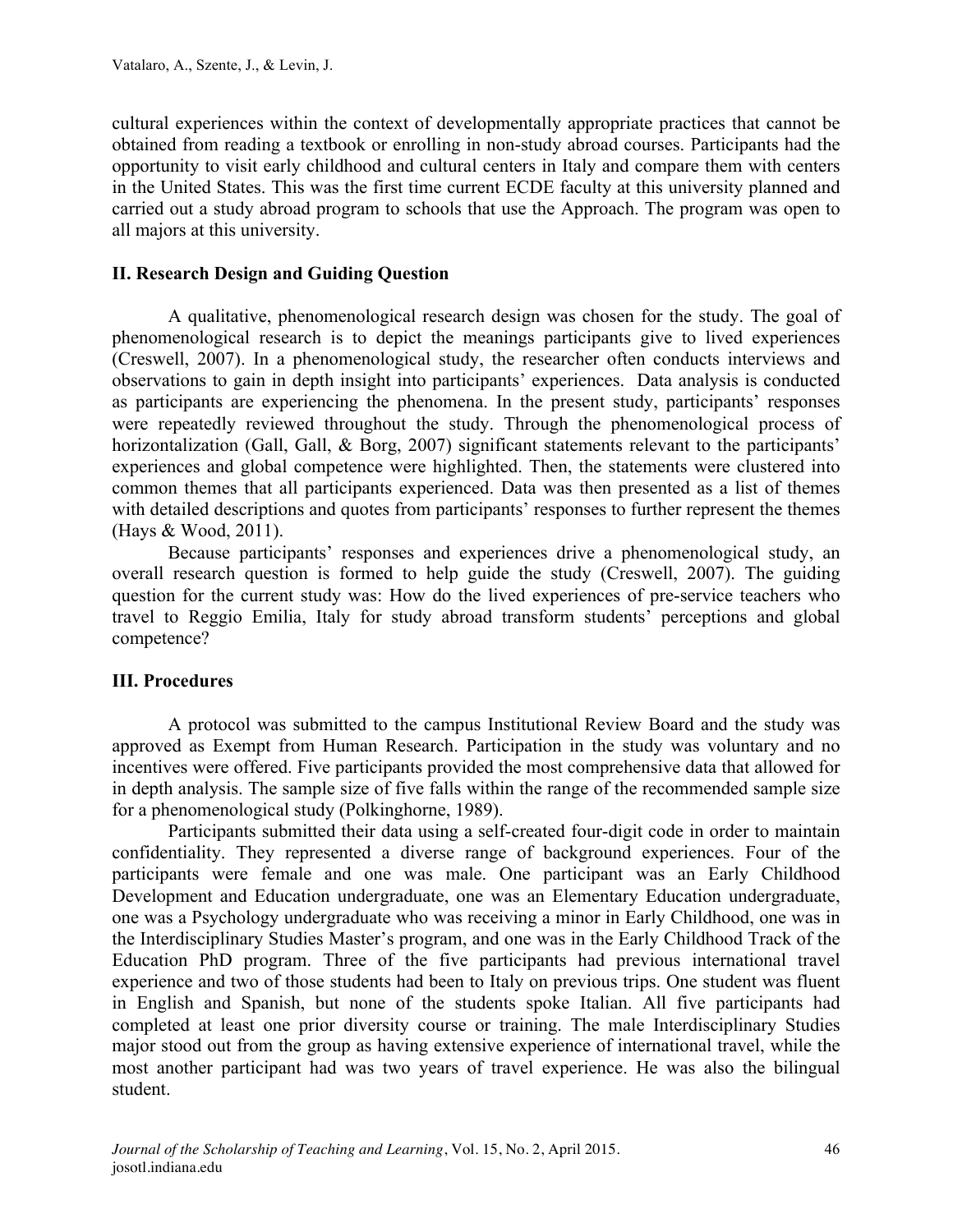cultural experiences within the context of developmentally appropriate practices that cannot be obtained from reading a textbook or enrolling in non-study abroad courses. Participants had the opportunity to visit early childhood and cultural centers in Italy and compare them with centers in the United States. This was the first time current ECDE faculty at this university planned and carried out a study abroad program to schools that use the Approach. The program was open to all majors at this university.

## II. Research Design and Guiding Question

A qualitative, phenomenological research design was chosen for the study. The goal of phenomenological research is to depict the meanings participants give to lived experiences (Creswell, 2007). In a phenomenological study, the researcher often conducts interviews and observations to gain in depth insight into participants' experiences. Data analysis is conducted as participants are experiencing the phenomena. In the present study, participants' responses were repeatedly reviewed throughout the study. Through the phenomenological process of horizontalization (Gall, Gall, & Borg, 2007) significant statements relevant to the participants' experiences and global competence were highlighted. Then, the statements were clustered into common themes that all participants experienced. Data was then presented as a list of themes with detailed descriptions and quotes from participants' responses to further represent the themes (Hays & Wood, 2011).

Because participants' responses and experiences drive a phenomenological study, an overall research question is formed to help guide the study (Creswell, 2007). The guiding question for the current study was: How do the lived experiences of pre-service teachers who travel to Reggio Emilia, Italy for study abroad transform students' perceptions and global competence?

## III. Procedures

A protocol was submitted to the campus Institutional Review Board and the study was approved as Exempt from Human Research. Participation in the study was voluntary and no incentives were offered. Five participants provided the most comprehensive data that allowed for in depth analysis. The sample size of five falls within the range of the recommended sample size for a phenomenological study (Polkinghorne, 1989).

Participants submitted their data using a self-created four-digit code in order to maintain confidentiality. They represented a diverse range of background experiences. Four of the participants were female and one was male. One participant was an Early Childhood Development and Education undergraduate, one was an Elementary Education undergraduate, one was a Psychology undergraduate who was receiving a minor in Early Childhood, one was in the Interdisciplinary Studies Master's program, and one was in the Early Childhood Track of the Education PhD program. Three of the five participants had previous international travel experience and two of those students had been to Italy on previous trips. One student was fluent in English and Spanish, but none of the students spoke Italian. All five participants had completed at least one prior diversity course or training. The male Interdisciplinary Studies major stood out from the group as having extensive experience of international travel, while the most another participant had was two years of travel experience. He was also the bilingual student.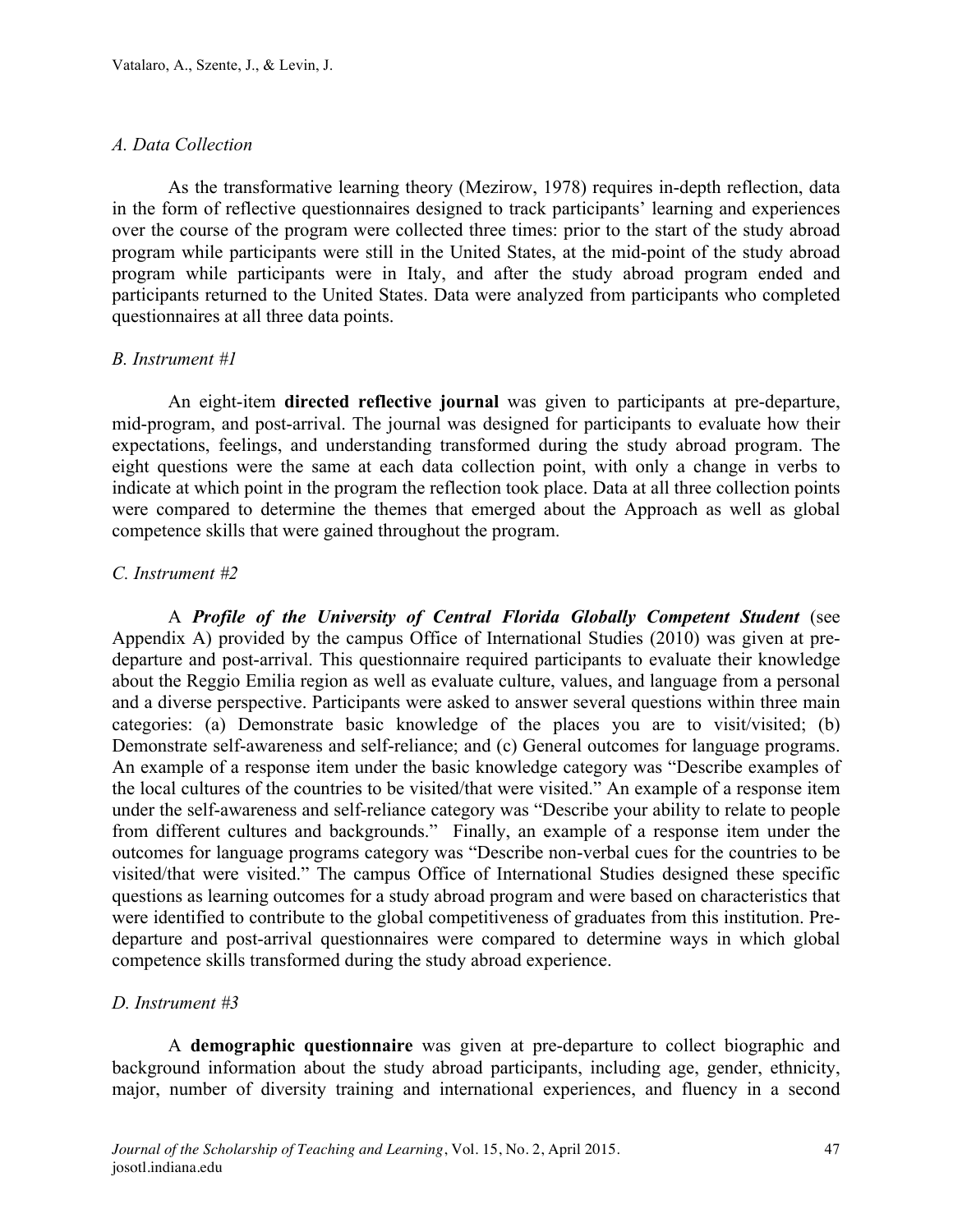*A. Data Collection*

As the transformative learning theory (Mezirow, 1978) requires in-depth reflection, data in the form of reflective questionnaires designed to track participants' learning and experiences over the course of the program were collected three times: prior to the start of the study abroad program while participants were still in the United States, at the mid-point of the study abroad program while participants were in Italy, and after the study abroad program ended and participants returned to the United States. Data were analyzed from participants who completed questionnaires at all three data points.

*B. Instrument #1*

An eight-item **directed reflective journal** was given to participants at pre-departure, mid-program, and post-arrival. The journal was designed for participants to evaluate how their expectations, feelings, and understanding transformed during the study abroad program. The eight questions were the same at each data collection point, with only a change in verbs to indicate at which point in the program the reflection took place. Data at all three collection points were compared to determine the themes that emerged about the Approach as well as global competence skills that were gained throughout the program.

*C. Instrument #2*

A ***Profile of the University of Central Florida Globally Competent Student*** (see Appendix A) provided by the campus Office of International Studies (2010) was given at pre-departure and post-arrival. This questionnaire required participants to evaluate their knowledge about the Reggio Emilia region as well as evaluate culture, values, and language from a personal and a diverse perspective. Participants were asked to answer several questions within three main categories: (a) Demonstrate basic knowledge of the places you are to visit/visited; (b) Demonstrate self-awareness and self-reliance; and (c) General outcomes for language programs. An example of a response item under the basic knowledge category was "Describe examples of the local cultures of the countries to be visited/that were visited." An example of a response item under the self-awareness and self-reliance category was "Describe your ability to relate to people from different cultures and backgrounds." Finally, an example of a response item under the outcomes for language programs category was "Describe non-verbal cues for the countries to be visited/that were visited." The campus Office of International Studies designed these specific questions as learning outcomes for a study abroad program and were based on characteristics that were identified to contribute to the global competitiveness of graduates from this institution. Pre-departure and post-arrival questionnaires were compared to determine ways in which global competence skills transformed during the study abroad experience.

*D. Instrument #3*

A **demographic questionnaire** was given at pre-departure to collect biographic and background information about the study abroad participants, including age, gender, ethnicity, major, number of diversity training and international experiences, and fluency in a second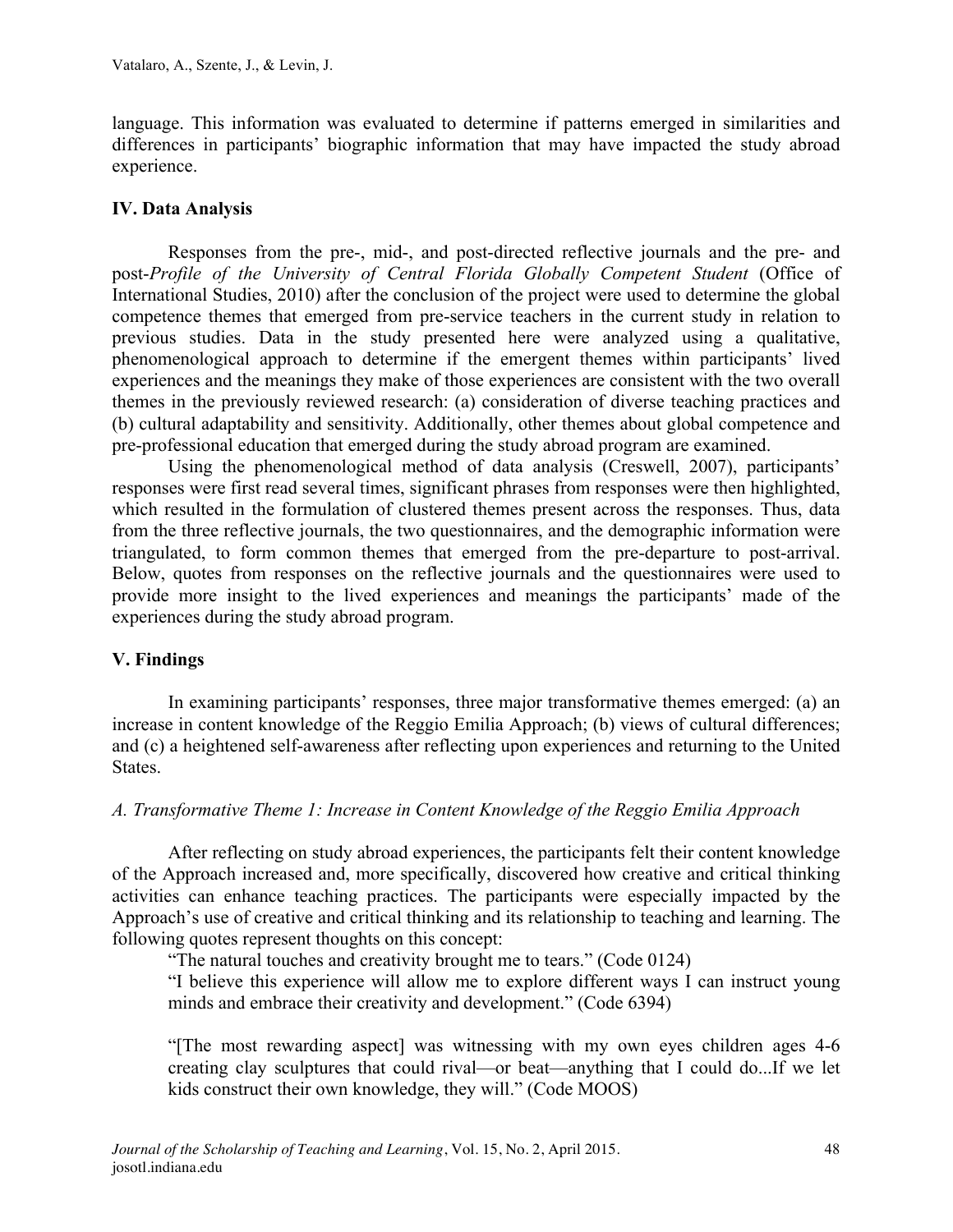language. This information was evaluated to determine if patterns emerged in similarities and differences in participants' biographic information that may have impacted the study abroad experience.

## IV. Data Analysis

Responses from the pre-, mid-, and post-directed reflective journals and the pre- and post-*Profile of the University of Central Florida Globally Competent Student* (Office of International Studies, 2010) after the conclusion of the project were used to determine the global competence themes that emerged from pre-service teachers in the current study in relation to previous studies. Data in the study presented here were analyzed using a qualitative, phenomenological approach to determine if the emergent themes within participants' lived experiences and the meanings they make of those experiences are consistent with the two overall themes in the previously reviewed research: (a) consideration of diverse teaching practices and (b) cultural adaptability and sensitivity. Additionally, other themes about global competence and pre-professional education that emerged during the study abroad program are examined.

Using the phenomenological method of data analysis (Creswell, 2007), participants' responses were first read several times, significant phrases from responses were then highlighted, which resulted in the formulation of clustered themes present across the responses. Thus, data from the three reflective journals, the two questionnaires, and the demographic information were triangulated, to form common themes that emerged from the pre-departure to post-arrival. Below, quotes from responses on the reflective journals and the questionnaires were used to provide more insight to the lived experiences and meanings the participants' made of the experiences during the study abroad program.

## V. Findings

In examining participants' responses, three major transformative themes emerged: (a) an increase in content knowledge of the Reggio Emilia Approach; (b) views of cultural differences; and (c) a heightened self-awareness after reflecting upon experiences and returning to the United States.

### *A. Transformative Theme 1: Increase in Content Knowledge of the Reggio Emilia Approach*

After reflecting on study abroad experiences, the participants felt their content knowledge of the Approach increased and, more specifically, discovered how creative and critical thinking activities can enhance teaching practices. The participants were especially impacted by the Approach's use of creative and critical thinking and its relationship to teaching and learning. The following quotes represent thoughts on this concept:

> "The natural touches and creativity brought me to tears." (Code 0124)
>
> "I believe this experience will allow me to explore different ways I can instruct young minds and embrace their creativity and development." (Code 6394)
>
> "[The most rewarding aspect] was witnessing with my own eyes children ages 4-6 creating clay sculptures that could rival—or beat—anything that I could do...If we let kids construct their own knowledge, they will." (Code MOOS)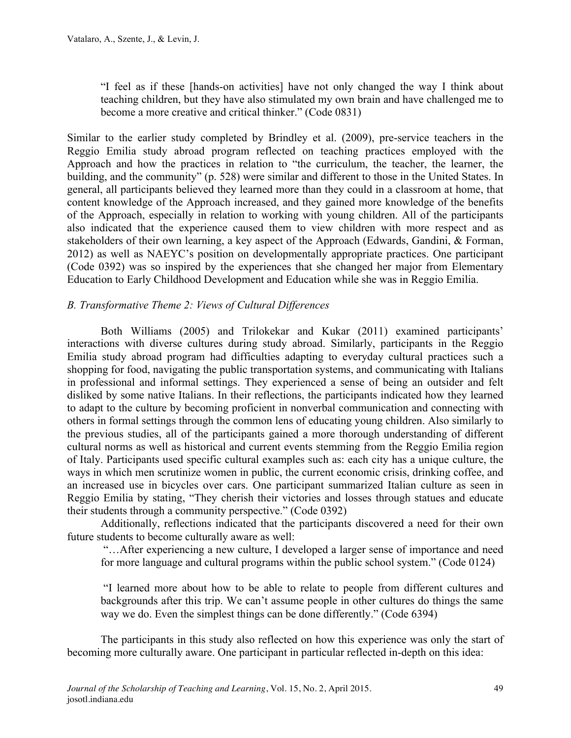> "I feel as if these [hands-on activities] have not only changed the way I think about teaching children, but they have also stimulated my own brain and have challenged me to become a more creative and critical thinker." (Code 0831)

Similar to the earlier study completed by Brindley et al. (2009), pre-service teachers in the Reggio Emilia study abroad program reflected on teaching practices employed with the Approach and how the practices in relation to "the curriculum, the teacher, the learner, the building, and the community" (p. 528) were similar and different to those in the United States. In general, all participants believed they learned more than they could in a classroom at home, that content knowledge of the Approach increased, and they gained more knowledge of the benefits of the Approach, especially in relation to working with young children. All of the participants also indicated that the experience caused them to view children with more respect and as stakeholders of their own learning, a key aspect of the Approach (Edwards, Gandini, & Forman, 2012) as well as NAEYC's position on developmentally appropriate practices. One participant (Code 0392) was so inspired by the experiences that she changed her major from Elementary Education to Early Childhood Development and Education while she was in Reggio Emilia.

*B. Transformative Theme 2: Views of Cultural Differences*

Both Williams (2005) and Trilokekar and Kukar (2011) examined participants' interactions with diverse cultures during study abroad. Similarly, participants in the Reggio Emilia study abroad program had difficulties adapting to everyday cultural practices such a shopping for food, navigating the public transportation systems, and communicating with Italians in professional and informal settings. They experienced a sense of being an outsider and felt disliked by some native Italians. In their reflections, the participants indicated how they learned to adapt to the culture by becoming proficient in nonverbal communication and connecting with others in formal settings through the common lens of educating young children. Also similarly to the previous studies, all of the participants gained a more thorough understanding of different cultural norms as well as historical and current events stemming from the Reggio Emilia region of Italy. Participants used specific cultural examples such as: each city has a unique culture, the ways in which men scrutinize women in public, the current economic crisis, drinking coffee, and an increased use in bicycles over cars. One participant summarized Italian culture as seen in Reggio Emilia by stating, "They cherish their victories and losses through statues and educate their students through a community perspective." (Code 0392)

Additionally, reflections indicated that the participants discovered a need for their own future students to become culturally aware as well:

> "…After experiencing a new culture, I developed a larger sense of importance and need for more language and cultural programs within the public school system." (Code 0124)

> "I learned more about how to be able to relate to people from different cultures and backgrounds after this trip. We can't assume people in other cultures do things the same way we do. Even the simplest things can be done differently." (Code 6394)

The participants in this study also reflected on how this experience was only the start of becoming more culturally aware. One participant in particular reflected in-depth on this idea: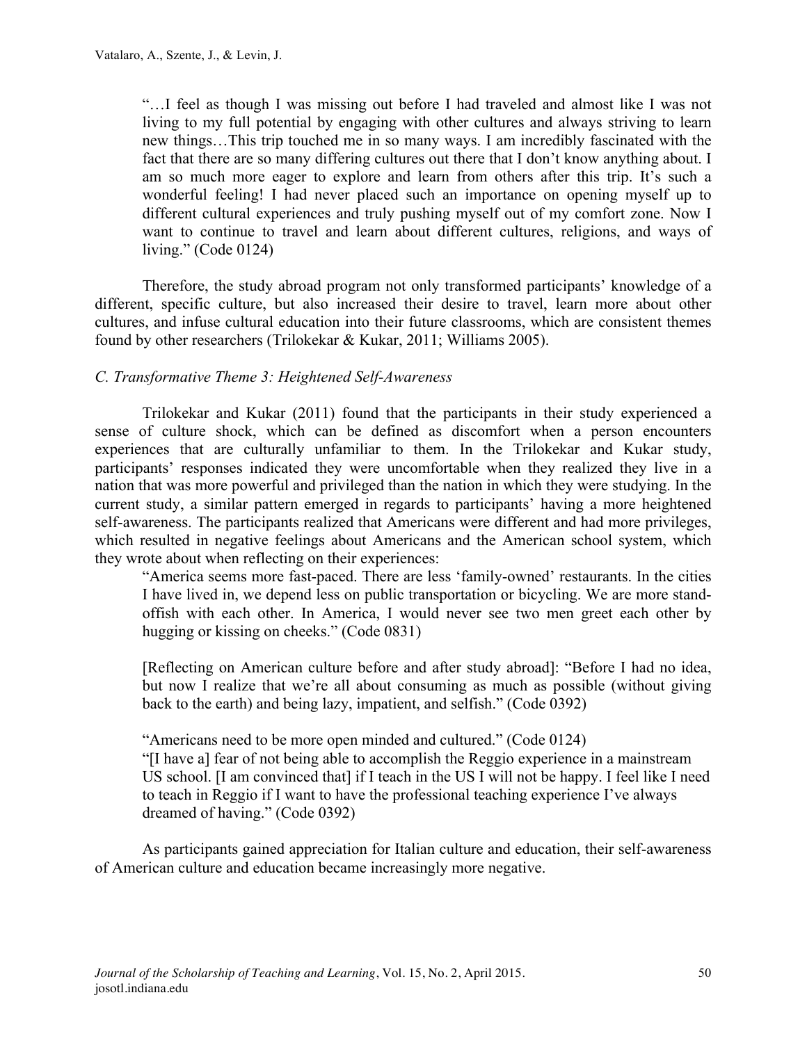> "…I feel as though I was missing out before I had traveled and almost like I was not living to my full potential by engaging with other cultures and always striving to learn new things…This trip touched me in so many ways. I am incredibly fascinated with the fact that there are so many differing cultures out there that I don't know anything about. I am so much more eager to explore and learn from others after this trip. It's such a wonderful feeling! I had never placed such an importance on opening myself up to different cultural experiences and truly pushing myself out of my comfort zone. Now I want to continue to travel and learn about different cultures, religions, and ways of living." (Code 0124)

Therefore, the study abroad program not only transformed participants' knowledge of a different, specific culture, but also increased their desire to travel, learn more about other cultures, and infuse cultural education into their future classrooms, which are consistent themes found by other researchers (Trilokekar & Kukar, 2011; Williams 2005).

### *C. Transformative Theme 3: Heightened Self-Awareness*

Trilokekar and Kukar (2011) found that the participants in their study experienced a sense of culture shock, which can be defined as discomfort when a person encounters experiences that are culturally unfamiliar to them. In the Trilokekar and Kukar study, participants' responses indicated they were uncomfortable when they realized they live in a nation that was more powerful and privileged than the nation in which they were studying. In the current study, a similar pattern emerged in regards to participants' having a more heightened self-awareness. The participants realized that Americans were different and had more privileges, which resulted in negative feelings about Americans and the American school system, which they wrote about when reflecting on their experiences:

> "America seems more fast-paced. There are less 'family-owned' restaurants. In the cities I have lived in, we depend less on public transportation or bicycling. We are more stand-offish with each other. In America, I would never see two men greet each other by hugging or kissing on cheeks." (Code 0831)
>
> [Reflecting on American culture before and after study abroad]: "Before I had no idea, but now I realize that we're all about consuming as much as possible (without giving back to the earth) and being lazy, impatient, and selfish." (Code 0392)
>
> "Americans need to be more open minded and cultured." (Code 0124)
> "[I have a] fear of not being able to accomplish the Reggio experience in a mainstream US school. [I am convinced that] if I teach in the US I will not be happy. I feel like I need to teach in Reggio if I want to have the professional teaching experience I've always dreamed of having." (Code 0392)

As participants gained appreciation for Italian culture and education, their self-awareness of American culture and education became increasingly more negative.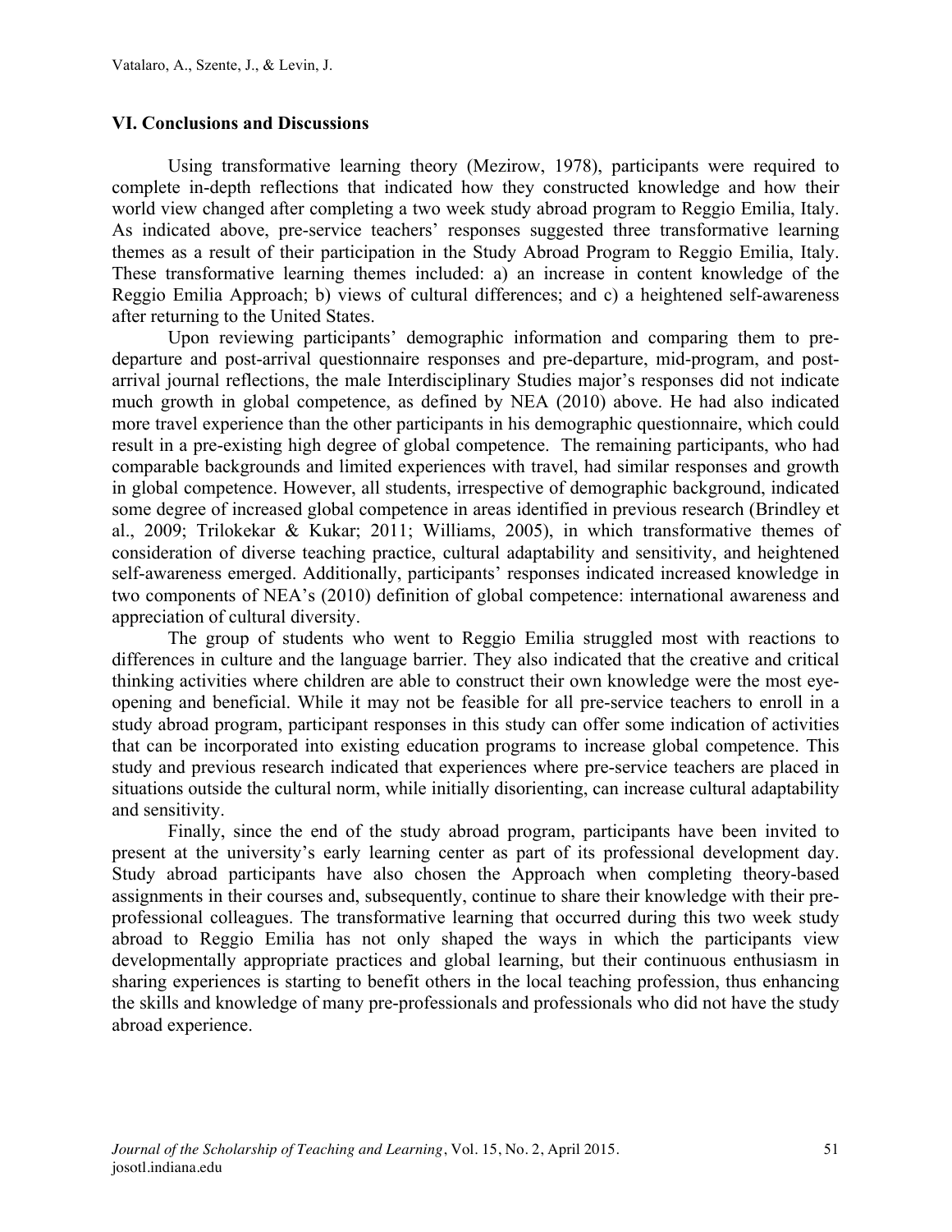## VI. Conclusions and Discussions

Using transformative learning theory (Mezirow, 1978), participants were required to complete in-depth reflections that indicated how they constructed knowledge and how their world view changed after completing a two week study abroad program to Reggio Emilia, Italy. As indicated above, pre-service teachers' responses suggested three transformative learning themes as a result of their participation in the Study Abroad Program to Reggio Emilia, Italy. These transformative learning themes included: a) an increase in content knowledge of the Reggio Emilia Approach; b) views of cultural differences; and c) a heightened self-awareness after returning to the United States.

Upon reviewing participants' demographic information and comparing them to pre-departure and post-arrival questionnaire responses and pre-departure, mid-program, and post-arrival journal reflections, the male Interdisciplinary Studies major's responses did not indicate much growth in global competence, as defined by NEA (2010) above. He had also indicated more travel experience than the other participants in his demographic questionnaire, which could result in a pre-existing high degree of global competence. The remaining participants, who had comparable backgrounds and limited experiences with travel, had similar responses and growth in global competence. However, all students, irrespective of demographic background, indicated some degree of increased global competence in areas identified in previous research (Brindley et al., 2009; Trilokekar & Kukar; 2011; Williams, 2005), in which transformative themes of consideration of diverse teaching practice, cultural adaptability and sensitivity, and heightened self-awareness emerged. Additionally, participants' responses indicated increased knowledge in two components of NEA's (2010) definition of global competence: international awareness and appreciation of cultural diversity.

The group of students who went to Reggio Emilia struggled most with reactions to differences in culture and the language barrier. They also indicated that the creative and critical thinking activities where children are able to construct their own knowledge were the most eye-opening and beneficial. While it may not be feasible for all pre-service teachers to enroll in a study abroad program, participant responses in this study can offer some indication of activities that can be incorporated into existing education programs to increase global competence. This study and previous research indicated that experiences where pre-service teachers are placed in situations outside the cultural norm, while initially disorienting, can increase cultural adaptability and sensitivity.

Finally, since the end of the study abroad program, participants have been invited to present at the university's early learning center as part of its professional development day. Study abroad participants have also chosen the Approach when completing theory-based assignments in their courses and, subsequently, continue to share their knowledge with their pre-professional colleagues. The transformative learning that occurred during this two week study abroad to Reggio Emilia has not only shaped the ways in which the participants view developmentally appropriate practices and global learning, but their continuous enthusiasm in sharing experiences is starting to benefit others in the local teaching profession, thus enhancing the skills and knowledge of many pre-professionals and professionals who did not have the study abroad experience.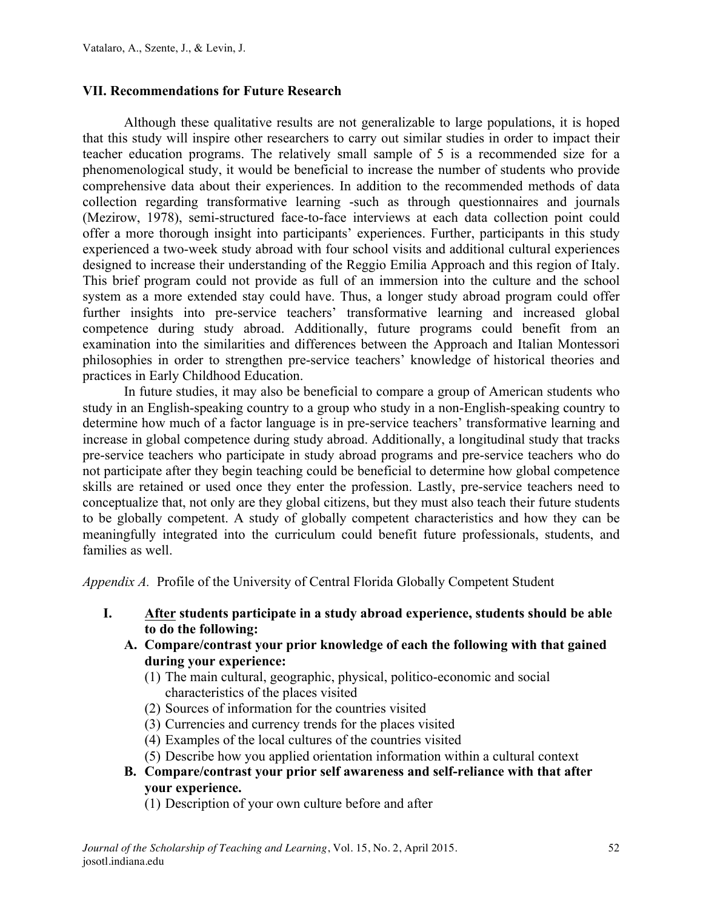## VII. Recommendations for Future Research

Although these qualitative results are not generalizable to large populations, it is hoped that this study will inspire other researchers to carry out similar studies in order to impact their teacher education programs. The relatively small sample of 5 is a recommended size for a phenomenological study, it would be beneficial to increase the number of students who provide comprehensive data about their experiences. In addition to the recommended methods of data collection regarding transformative learning -such as through questionnaires and journals (Mezirow, 1978), semi-structured face-to-face interviews at each data collection point could offer a more thorough insight into participants' experiences. Further, participants in this study experienced a two-week study abroad with four school visits and additional cultural experiences designed to increase their understanding of the Reggio Emilia Approach and this region of Italy. This brief program could not provide as full of an immersion into the culture and the school system as a more extended stay could have. Thus, a longer study abroad program could offer further insights into pre-service teachers' transformative learning and increased global competence during study abroad. Additionally, future programs could benefit from an examination into the similarities and differences between the Approach and Italian Montessori philosophies in order to strengthen pre-service teachers' knowledge of historical theories and practices in Early Childhood Education.

In future studies, it may also be beneficial to compare a group of American students who study in an English-speaking country to a group who study in a non-English-speaking country to determine how much of a factor language is in pre-service teachers' transformative learning and increase in global competence during study abroad. Additionally, a longitudinal study that tracks pre-service teachers who participate in study abroad programs and pre-service teachers who do not participate after they begin teaching could be beneficial to determine how global competence skills are retained or used once they enter the profession. Lastly, pre-service teachers need to conceptualize that, not only are they global citizens, but they must also teach their future students to be globally competent. A study of globally competent characteristics and how they can be meaningfully integrated into the curriculum could benefit future professionals, students, and families as well.

*Appendix A.* Profile of the University of Central Florida Globally Competent Student

I. **After students participate in a study abroad experience, students should be able to do the following:**
   - **A. Compare/contrast your prior knowledge of each the following with that gained during your experience:**
     - (1) The main cultural, geographic, physical, politico-economic and social characteristics of the places visited
     - (2) Sources of information for the countries visited
     - (3) Currencies and currency trends for the places visited
     - (4) Examples of the local cultures of the countries visited
     - (5) Describe how you applied orientation information within a cultural context
   - **B. Compare/contrast your prior self awareness and self-reliance with that after your experience.**
     - (1) Description of your own culture before and after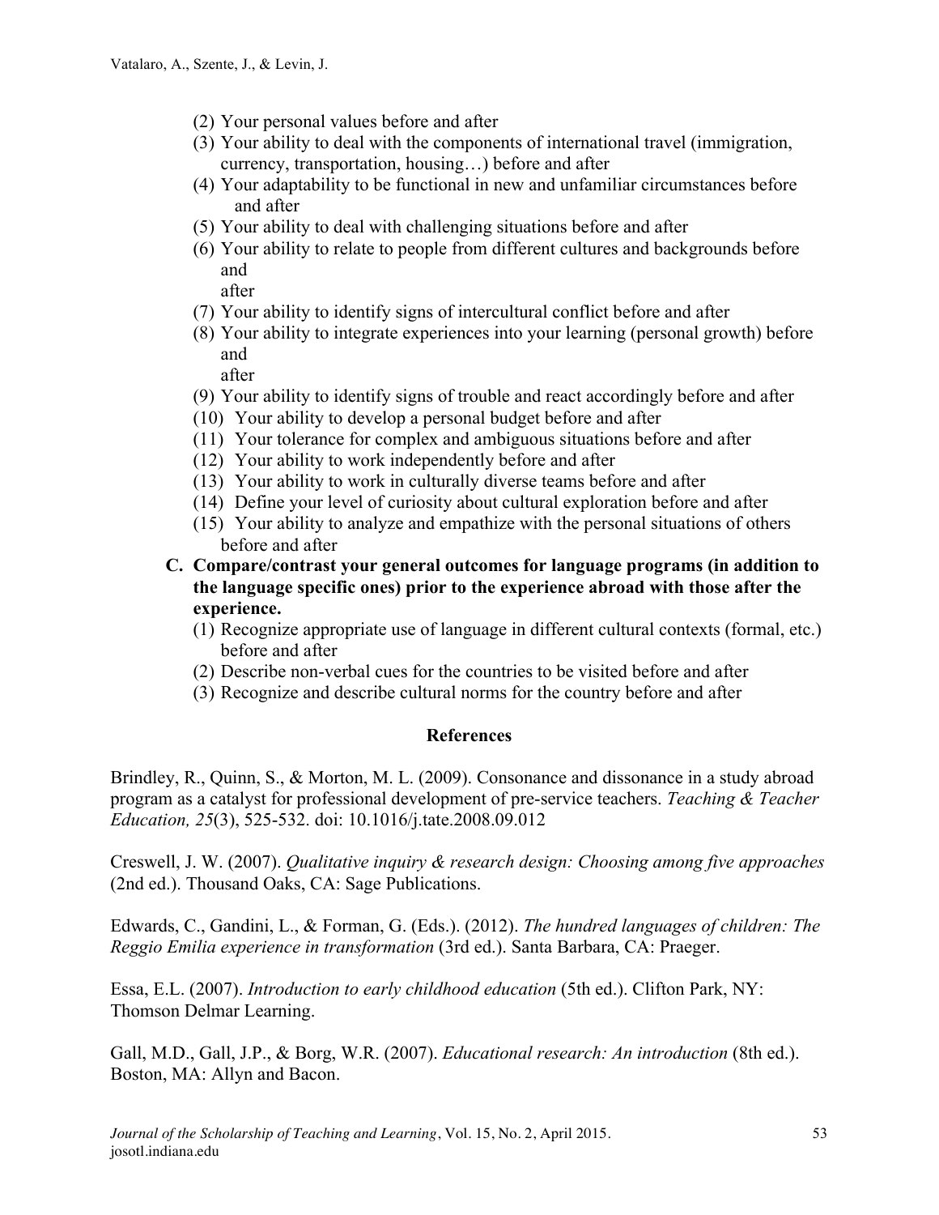(2) Your personal values before and after
(3) Your ability to deal with the components of international travel (immigration, currency, transportation, housing…) before and after
(4) Your adaptability to be functional in new and unfamiliar circumstances before and after
(5) Your ability to deal with challenging situations before and after
(6) Your ability to relate to people from different cultures and backgrounds before and after
(7) Your ability to identify signs of intercultural conflict before and after
(8) Your ability to integrate experiences into your learning (personal growth) before and after
(9) Your ability to identify signs of trouble and react accordingly before and after
(10) Your ability to develop a personal budget before and after
(11) Your tolerance for complex and ambiguous situations before and after
(12) Your ability to work independently before and after
(13) Your ability to work in culturally diverse teams before and after
(14) Define your level of curiosity about cultural exploration before and after
(15) Your ability to analyze and empathize with the personal situations of others before and after

**C. Compare/contrast your general outcomes for language programs (in addition to the language specific ones) prior to the experience abroad with those after the experience.**

(1) Recognize appropriate use of language in different cultural contexts (formal, etc.) before and after
(2) Describe non-verbal cues for the countries to be visited before and after
(3) Recognize and describe cultural norms for the country before and after

## References

Brindley, R., Quinn, S., & Morton, M. L. (2009). Consonance and dissonance in a study abroad program as a catalyst for professional development of pre-service teachers. *Teaching & Teacher Education, 25*(3), 525-532. doi: 10.1016/j.tate.2008.09.012

Creswell, J. W. (2007). *Qualitative inquiry & research design: Choosing among five approaches* (2nd ed.). Thousand Oaks, CA: Sage Publications.

Edwards, C., Gandini, L., & Forman, G. (Eds.). (2012). *The hundred languages of children: The Reggio Emilia experience in transformation* (3rd ed.). Santa Barbara, CA: Praeger.

Essa, E.L. (2007). *Introduction to early childhood education* (5th ed.). Clifton Park, NY: Thomson Delmar Learning.

Gall, M.D., Gall, J.P., & Borg, W.R. (2007). *Educational research: An introduction* (8th ed.). Boston, MA: Allyn and Bacon.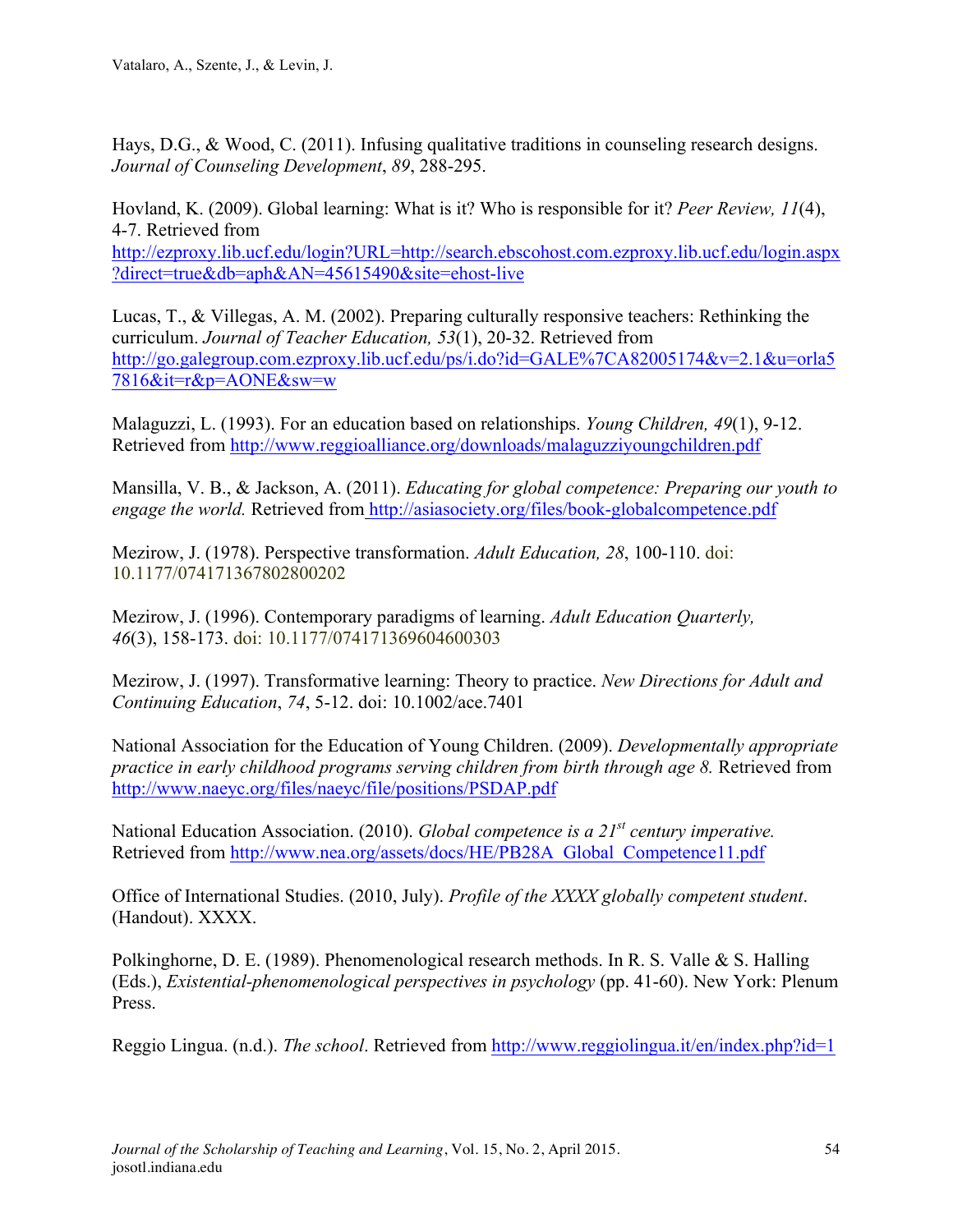Hays, D.G., & Wood, C. (2011). Infusing qualitative traditions in counseling research designs. *Journal of Counseling Development*, *89*, 288-295.

Hovland, K. (2009). Global learning: What is it? Who is responsible for it? *Peer Review, 11*(4), 4-7. Retrieved from http://ezproxy.lib.ucf.edu/login?URL=http://search.ebscohost.com.ezproxy.lib.ucf.edu/login.aspx?direct=true&db=aph&AN=45615490&site=ehost-live

Lucas, T., & Villegas, A. M. (2002). Preparing culturally responsive teachers: Rethinking the curriculum. *Journal of Teacher Education, 53*(1), 20-32. Retrieved from http://go.galegroup.com.ezproxy.lib.ucf.edu/ps/i.do?id=GALE%7CA82005174&v=2.1&u=orla57816&it=r&p=AONE&sw=w

Malaguzzi, L. (1993). For an education based on relationships. *Young Children, 49*(1), 9-12. Retrieved from http://www.reggioalliance.org/downloads/malaguzziyoungchildren.pdf

Mansilla, V. B., & Jackson, A. (2011). *Educating for global competence: Preparing our youth to engage the world.* Retrieved from http://asiasociety.org/files/book-globalcompetence.pdf

Mezirow, J. (1978). Perspective transformation. *Adult Education, 28*, 100-110. doi: 10.1177/074171367802800202

Mezirow, J. (1996). Contemporary paradigms of learning. *Adult Education Quarterly, 46*(3), 158-173. doi: 10.1177/074171369604600303

Mezirow, J. (1997). Transformative learning: Theory to practice. *New Directions for Adult and Continuing Education*, *74*, 5-12. doi: 10.1002/ace.7401

National Association for the Education of Young Children. (2009). *Developmentally appropriate practice in early childhood programs serving children from birth through age 8.* Retrieved from http://www.naeyc.org/files/naeyc/file/positions/PSDAP.pdf

National Education Association. (2010). *Global competence is a 21st century imperative.* Retrieved from http://www.nea.org/assets/docs/HE/PB28A_Global_Competence11.pdf

Office of International Studies. (2010, July). *Profile of the XXXX globally competent student*. (Handout). XXXX.

Polkinghorne, D. E. (1989). Phenomenological research methods. In R. S. Valle & S. Halling (Eds.), *Existential-phenomenological perspectives in psychology* (pp. 41-60). New York: Plenum Press.

Reggio Lingua. (n.d.). *The school*. Retrieved from http://www.reggiolingua.it/en/index.php?id=1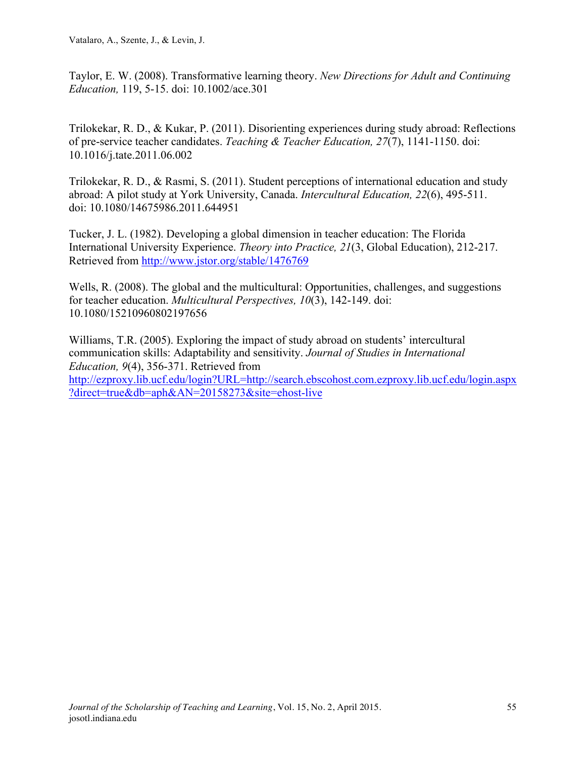Taylor, E. W. (2008). Transformative learning theory. *New Directions for Adult and Continuing Education,* 119, 5-15. doi: 10.1002/ace.301

Trilokekar, R. D., & Kukar, P. (2011). Disorienting experiences during study abroad: Reflections of pre-service teacher candidates. *Teaching & Teacher Education, 27*(7), 1141-1150. doi: 10.1016/j.tate.2011.06.002

Trilokekar, R. D., & Rasmi, S. (2011). Student perceptions of international education and study abroad: A pilot study at York University, Canada. *Intercultural Education, 22*(6), 495-511. doi: 10.1080/14675986.2011.644951

Tucker, J. L. (1982). Developing a global dimension in teacher education: The Florida International University Experience. *Theory into Practice, 21*(3, Global Education), 212-217. Retrieved from http://www.jstor.org/stable/1476769

Wells, R. (2008). The global and the multicultural: Opportunities, challenges, and suggestions for teacher education. *Multicultural Perspectives, 10*(3), 142-149. doi: 10.1080/15210960802197656

Williams, T.R. (2005). Exploring the impact of study abroad on students' intercultural communication skills: Adaptability and sensitivity. *Journal of Studies in International Education, 9*(4), 356-371. Retrieved from http://ezproxy.lib.ucf.edu/login?URL=http://search.ebscohost.com.ezproxy.lib.ucf.edu/login.aspx?direct=true&db=aph&AN=20158273&site=ehost-live